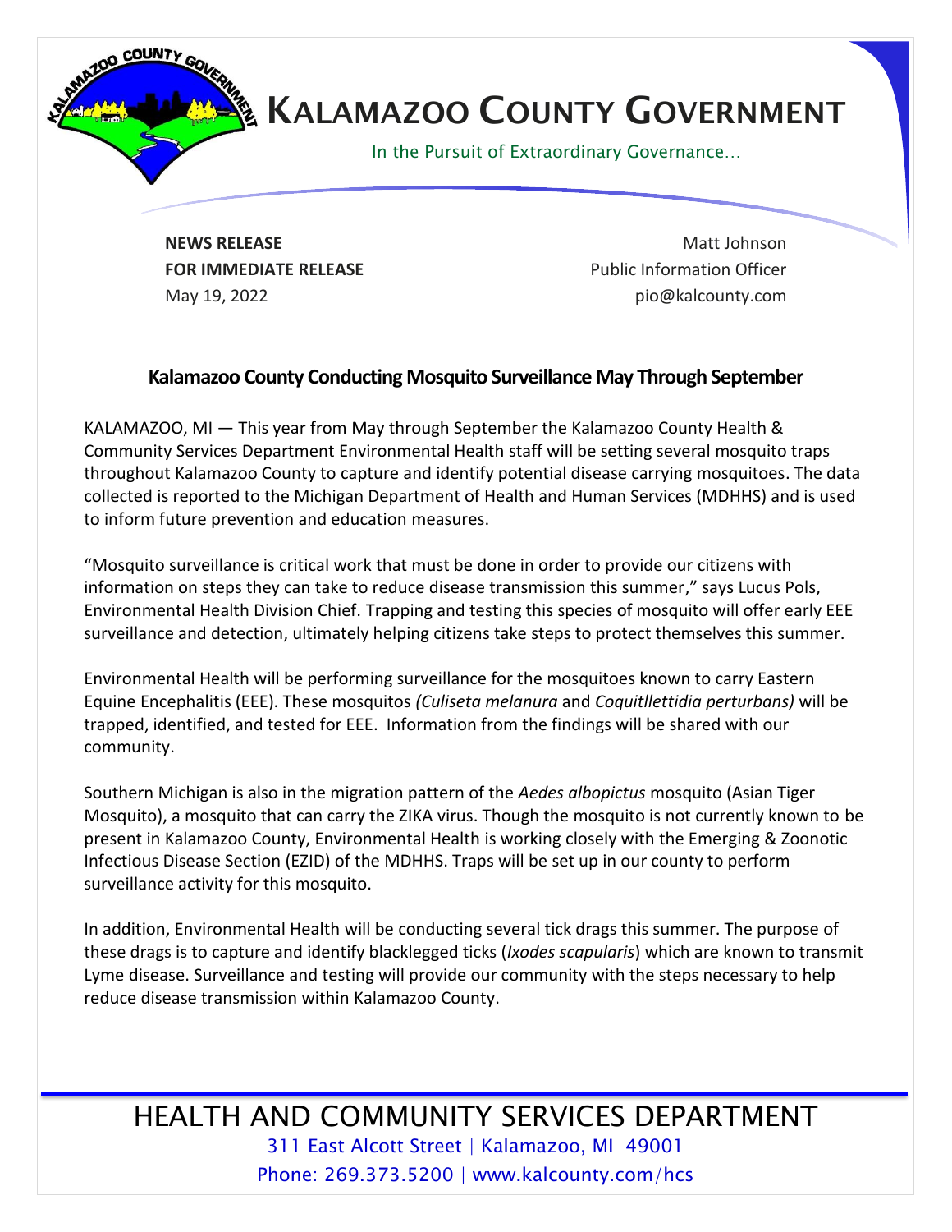# KALAMAZOO COUNTY GOVERNMENT

In the Pursuit of Extraordinary Governance…

**NEWS RELEASE**
**FOR IMMEDIATE RELEASE**
May 19, 2022

Matt Johnson
Public Information Officer
pio@kalcounty.com

## Kalamazoo County Conducting Mosquito Surveillance May Through September

KALAMAZOO, MI — This year from May through September the Kalamazoo County Health & Community Services Department Environmental Health staff will be setting several mosquito traps throughout Kalamazoo County to capture and identify potential disease carrying mosquitoes. The data collected is reported to the Michigan Department of Health and Human Services (MDHHS) and is used to inform future prevention and education measures.

"Mosquito surveillance is critical work that must be done in order to provide our citizens with information on steps they can take to reduce disease transmission this summer," says Lucus Pols, Environmental Health Division Chief. Trapping and testing this species of mosquito will offer early EEE surveillance and detection, ultimately helping citizens take steps to protect themselves this summer.

Environmental Health will be performing surveillance for the mosquitoes known to carry Eastern Equine Encephalitis (EEE). These mosquitos *(Culiseta melanura* and *Coquitllettidia perturbans)* will be trapped, identified, and tested for EEE. Information from the findings will be shared with our community.

Southern Michigan is also in the migration pattern of the *Aedes albopictus* mosquito (Asian Tiger Mosquito), a mosquito that can carry the ZIKA virus. Though the mosquito is not currently known to be present in Kalamazoo County, Environmental Health is working closely with the Emerging & Zoonotic Infectious Disease Section (EZID) of the MDHHS. Traps will be set up in our county to perform surveillance activity for this mosquito.

In addition, Environmental Health will be conducting several tick drags this summer. The purpose of these drags is to capture and identify blacklegged ticks (*Ixodes scapularis*) which are known to transmit Lyme disease. Surveillance and testing will provide our community with the steps necessary to help reduce disease transmission within Kalamazoo County.

HEALTH AND COMMUNITY SERVICES DEPARTMENT
311 East Alcott Street | Kalamazoo, MI 49001
Phone: 269.373.5200 | www.kalcounty.com/hcs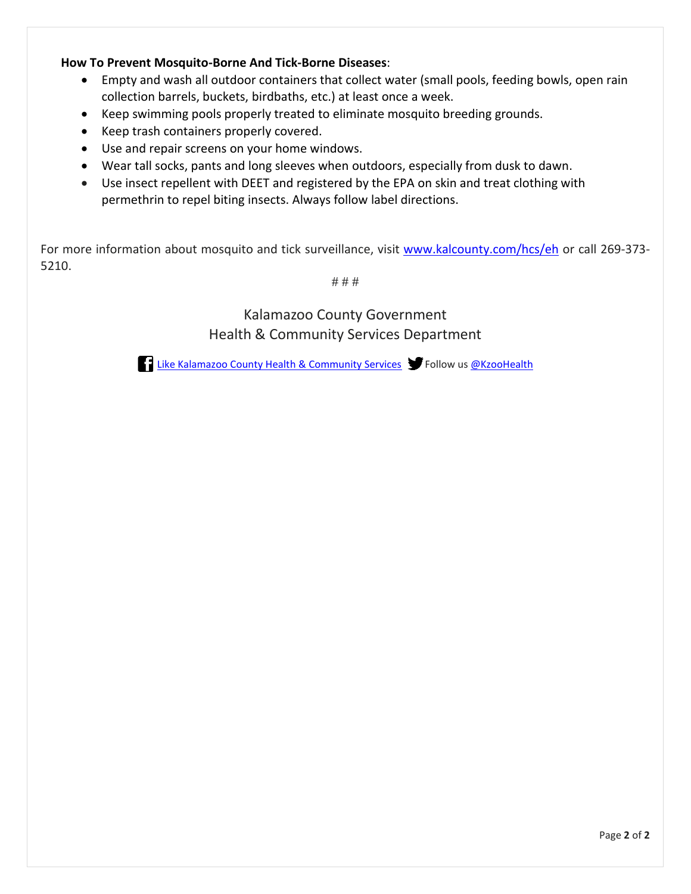**How To Prevent Mosquito-Borne And Tick-Borne Diseases**:

- Empty and wash all outdoor containers that collect water (small pools, feeding bowls, open rain collection barrels, buckets, birdbaths, etc.) at least once a week.
- Keep swimming pools properly treated to eliminate mosquito breeding grounds.
- Keep trash containers properly covered.
- Use and repair screens on your home windows.
- Wear tall socks, pants and long sleeves when outdoors, especially from dusk to dawn.
- Use insect repellent with DEET and registered by the EPA on skin and treat clothing with permethrin to repel biting insects. Always follow label directions.

For more information about mosquito and tick surveillance, visit www.kalcounty.com/hcs/eh or call 269-373-5210.

# # #

Kalamazoo County Government
Health & Community Services Department

Like Kalamazoo County Health & Community Services Follow us @KzooHealth